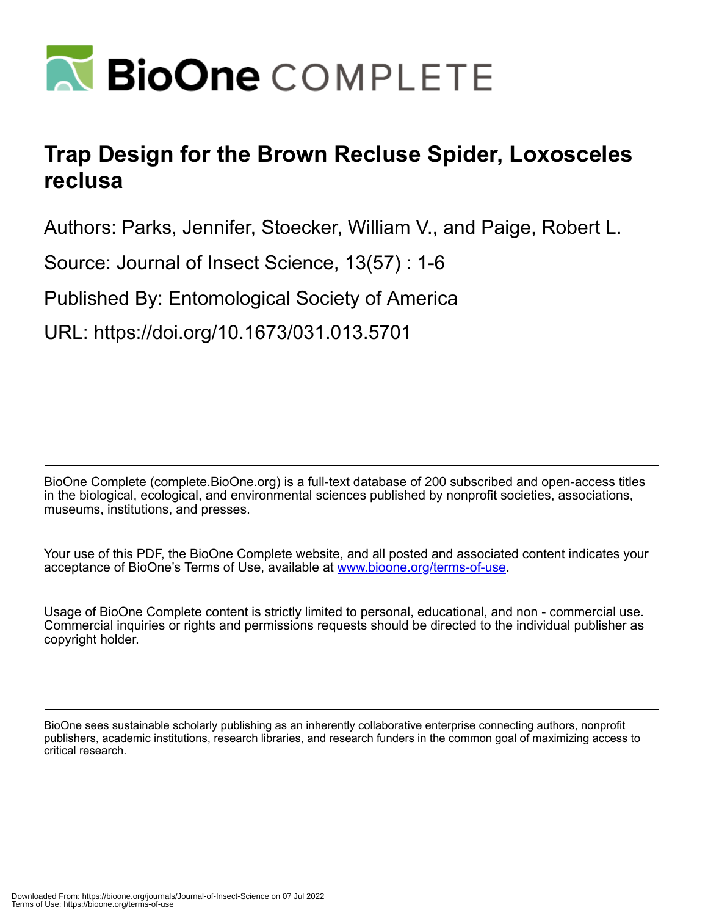# Trap Design for the Brown Recluse Spider, Loxosceles reclusa

Authors: Parks, Jennifer, Stoecker, William V., and Paige, Robert L.

Source: Journal of Insect Science, 13(57) : 1-6

Published By: Entomological Society of America

URL: https://doi.org/10.1673/031.013.5701

BioOne Complete (complete.BioOne.org) is a full-text database of 200 subscribed and open-access titles in the biological, ecological, and environmental sciences published by nonprofit societies, associations, museums, institutions, and presses.

Your use of this PDF, the BioOne Complete website, and all posted and associated content indicates your acceptance of BioOne's Terms of Use, available at www.bioone.org/terms-of-use.

Usage of BioOne Complete content is strictly limited to personal, educational, and non - commercial use. Commercial inquiries or rights and permissions requests should be directed to the individual publisher as copyright holder.

BioOne sees sustainable scholarly publishing as an inherently collaborative enterprise connecting authors, nonprofit publishers, academic institutions, research libraries, and research funders in the common goal of maximizing access to critical research.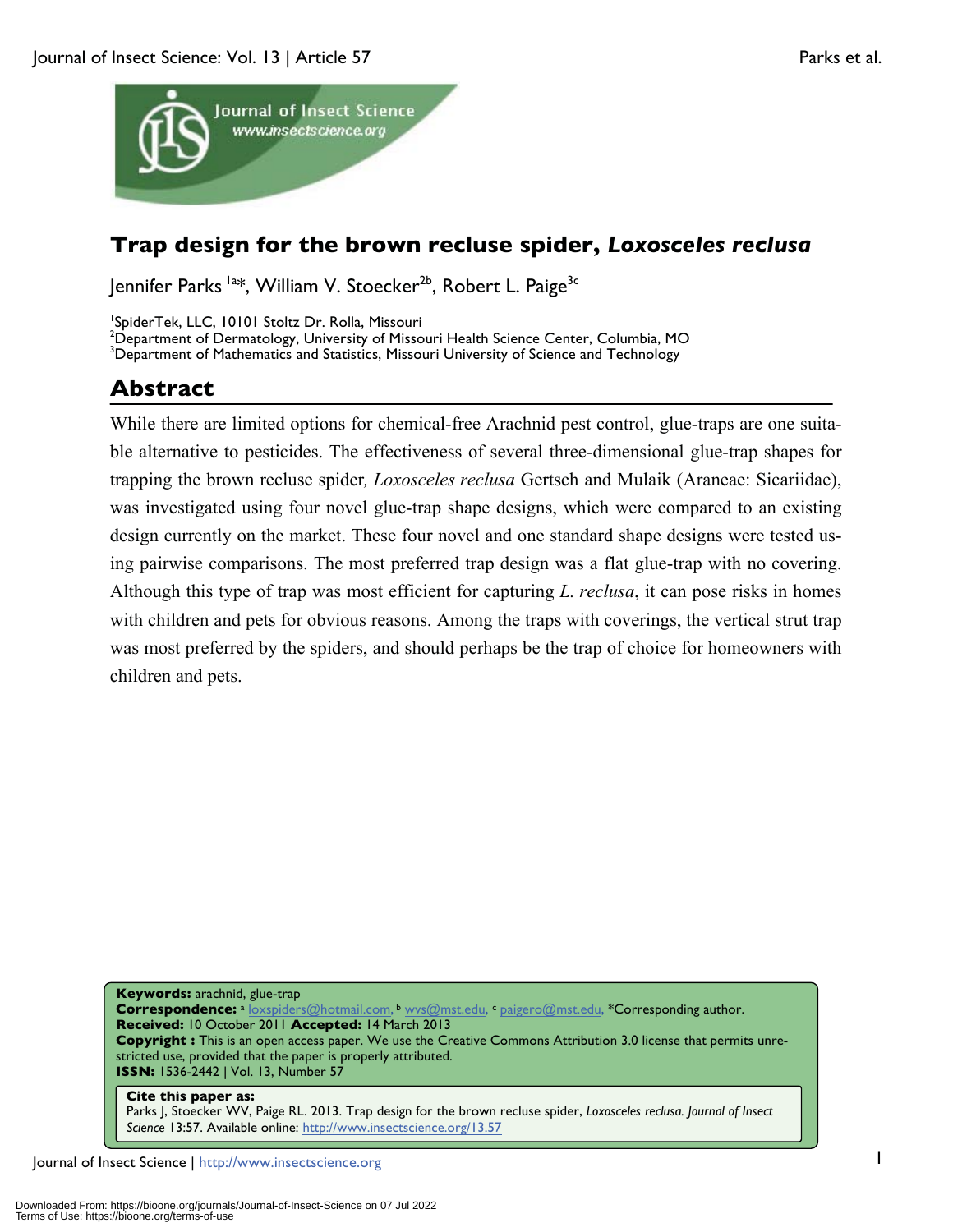# Trap design for the brown recluse spider, *Loxosceles reclusa*

Jennifer Parks [1a*], William V. Stoecker[2b], Robert L. Paige[3c]

[1]SpiderTek, LLC, 10101 Stoltz Dr. Rolla, Missouri
[2]Department of Dermatology, University of Missouri Health Science Center, Columbia, MO
[3]Department of Mathematics and Statistics, Missouri University of Science and Technology

## Abstract

While there are limited options for chemical-free Arachnid pest control, glue-traps are one suitable alternative to pesticides. The effectiveness of several three-dimensional glue-trap shapes for trapping the brown recluse spider, *Loxosceles reclusa* Gertsch and Mulaik (Araneae: Sicariidae), was investigated using four novel glue-trap shape designs, which were compared to an existing design currently on the market. These four novel and one standard shape designs were tested using pairwise comparisons. The most preferred trap design was a flat glue-trap with no covering. Although this type of trap was most efficient for capturing *L. reclusa*, it can pose risks in homes with children and pets for obvious reasons. Among the traps with coverings, the vertical strut trap was most preferred by the spiders, and should perhaps be the trap of choice for homeowners with children and pets.

**Keywords:** arachnid, glue-trap
**Correspondence:** [a] loxspiders@hotmail.com, [b] wvs@mst.edu, [c] paigero@mst.edu, *Corresponding author.
**Received:** 10 October 2011 **Accepted:** 14 March 2013
**Copyright :** This is an open access paper. We use the Creative Commons Attribution 3.0 license that permits unrestricted use, provided that the paper is properly attributed.
**ISSN:** 1536-2442 | Vol. 13, Number 57

**Cite this paper as:**
Parks J, Stoecker WV, Paige RL. 2013. Trap design for the brown recluse spider, *Loxosceles reclusa. Journal of Insect Science* 13:57. Available online: http://www.insectscience.org/13.57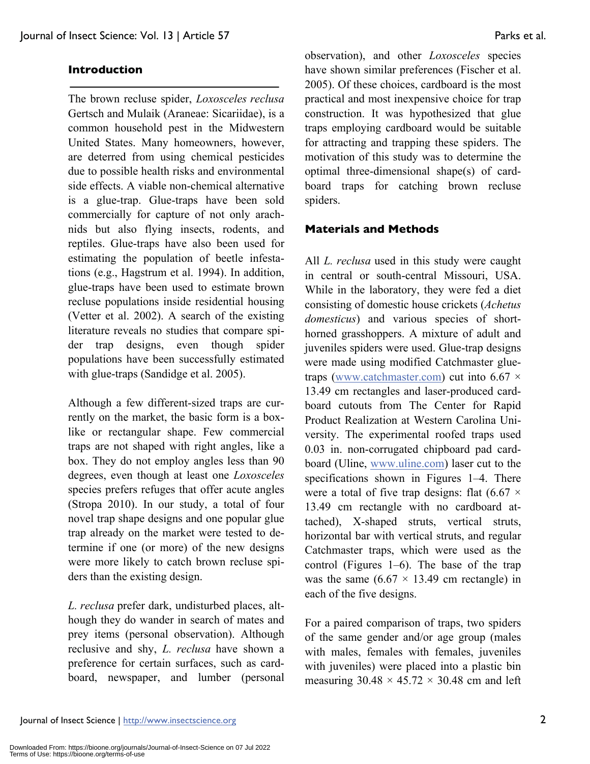## Introduction

The brown recluse spider, *Loxosceles reclusa* Gertsch and Mulaik (Araneae: Sicariidae), is a common household pest in the Midwestern United States. Many homeowners, however, are deterred from using chemical pesticides due to possible health risks and environmental side effects. A viable non-chemical alternative is a glue-trap. Glue-traps have been sold commercially for capture of not only arachnids but also flying insects, rodents, and reptiles. Glue-traps have also been used for estimating the population of beetle infestations (e.g., Hagstrum et al. 1994). In addition, glue-traps have been used to estimate brown recluse populations inside residential housing (Vetter et al. 2002). A search of the existing literature reveals no studies that compare spider trap designs, even though spider populations have been successfully estimated with glue-traps (Sandidge et al. 2005).

Although a few different-sized traps are currently on the market, the basic form is a box-like or rectangular shape. Few commercial traps are not shaped with right angles, like a box. They do not employ angles less than 90 degrees, even though at least one *Loxosceles* species prefers refuges that offer acute angles (Stropa 2010). In our study, a total of four novel trap shape designs and one popular glue trap already on the market were tested to determine if one (or more) of the new designs were more likely to catch brown recluse spiders than the existing design.

*L. reclusa* prefer dark, undisturbed places, although they do wander in search of mates and prey items (personal observation). Although reclusive and shy, *L. reclusa* have shown a preference for certain surfaces, such as cardboard, newspaper, and lumber (personal observation), and other *Loxosceles* species have shown similar preferences (Fischer et al. 2005). Of these choices, cardboard is the most practical and most inexpensive choice for trap construction. It was hypothesized that glue traps employing cardboard would be suitable for attracting and trapping these spiders. The motivation of this study was to determine the optimal three-dimensional shape(s) of cardboard traps for catching brown recluse spiders.

## Materials and Methods

All *L. reclusa* used in this study were caught in central or south-central Missouri, USA. While in the laboratory, they were fed a diet consisting of domestic house crickets (*Achetus domesticus*) and various species of short-horned grasshoppers. A mixture of adult and juveniles spiders were used. Glue-trap designs were made using modified Catchmaster glue-traps (www.catchmaster.com) cut into 6.67 × 13.49 cm rectangles and laser-produced cardboard cutouts from The Center for Rapid Product Realization at Western Carolina University. The experimental roofed traps used 0.03 in. non-corrugated chipboard pad cardboard (Uline, www.uline.com) laser cut to the specifications shown in Figures 1–4. There were a total of five trap designs: flat (6.67 × 13.49 cm rectangle with no cardboard attached), X-shaped struts, vertical struts, horizontal bar with vertical struts, and regular Catchmaster traps, which were used as the control (Figures 1–6). The base of the trap was the same (6.67 × 13.49 cm rectangle) in each of the five designs.

For a paired comparison of traps, two spiders of the same gender and/or age group (males with males, females with females, juveniles with juveniles) were placed into a plastic bin measuring 30.48 × 45.72 × 30.48 cm and left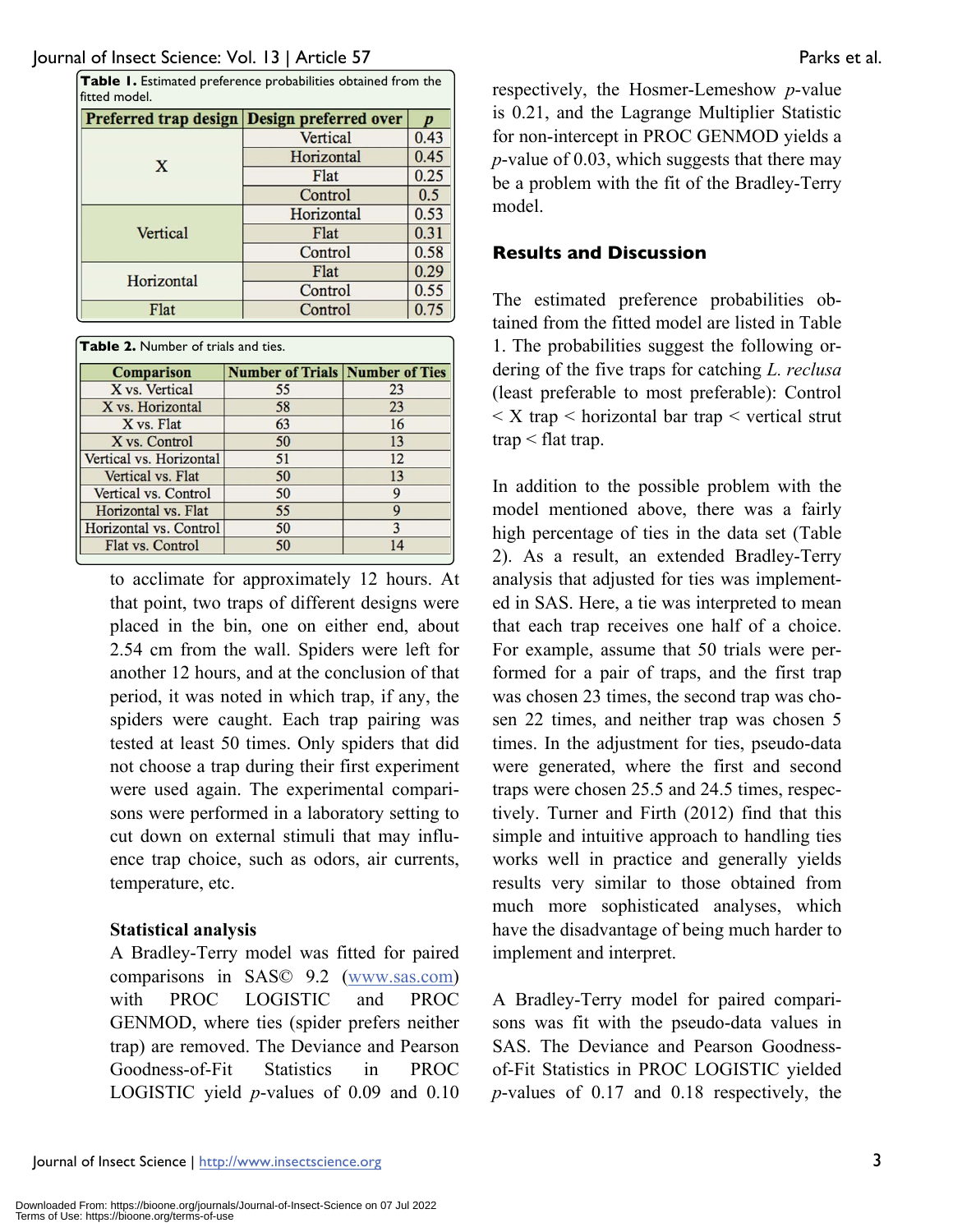**Table 1.** Estimated preference probabilities obtained from the fitted model.

| Preferred trap design | Design preferred over | *p* |
|---|---|---|
| X | Vertical | 0.43 |
| | Horizontal | 0.45 |
| | Flat | 0.25 |
| | Control | 0.5 |
| Vertical | Horizontal | 0.53 |
| | Flat | 0.31 |
| | Control | 0.58 |
| Horizontal | Flat | 0.29 |
| | Control | 0.55 |
| Flat | Control | 0.75 |

**Table 2.** Number of trials and ties.

| Comparison | Number of Trials | Number of Ties |
|---|---|---|
| X vs. Vertical | 55 | 23 |
| X vs. Horizontal | 58 | 23 |
| X vs. Flat | 63 | 16 |
| X vs. Control | 50 | 13 |
| Vertical vs. Horizontal | 51 | 12 |
| Vertical vs. Flat | 50 | 13 |
| Vertical vs. Control | 50 | 9 |
| Horizontal vs. Flat | 55 | 9 |
| Horizontal vs. Control | 50 | 3 |
| Flat vs. Control | 50 | 14 |

to acclimate for approximately 12 hours. At that point, two traps of different designs were placed in the bin, one on either end, about 2.54 cm from the wall. Spiders were left for another 12 hours, and at the conclusion of that period, it was noted in which trap, if any, the spiders were caught. Each trap pairing was tested at least 50 times. Only spiders that did not choose a trap during their first experiment were used again. The experimental comparisons were performed in a laboratory setting to cut down on external stimuli that may influence trap choice, such as odors, air currents, temperature, etc.

### Statistical analysis

A Bradley-Terry model was fitted for paired comparisons in SAS© 9.2 (www.sas.com) with PROC LOGISTIC and PROC GENMOD, where ties (spider prefers neither trap) are removed. The Deviance and Pearson Goodness-of-Fit Statistics in PROC LOGISTIC yield *p*-values of 0.09 and 0.10 respectively, the Hosmer-Lemeshow *p*-value is 0.21, and the Lagrange Multiplier Statistic for non-intercept in PROC GENMOD yields a *p*-value of 0.03, which suggests that there may be a problem with the fit of the Bradley-Terry model.

## Results and Discussion

The estimated preference probabilities obtained from the fitted model are listed in Table 1. The probabilities suggest the following ordering of the five traps for catching *L. reclusa* (least preferable to most preferable): Control < X trap < horizontal bar trap < vertical strut trap < flat trap.

In addition to the possible problem with the model mentioned above, there was a fairly high percentage of ties in the data set (Table 2). As a result, an extended Bradley-Terry analysis that adjusted for ties was implemented in SAS. Here, a tie was interpreted to mean that each trap receives one half of a choice. For example, assume that 50 trials were performed for a pair of traps, and the first trap was chosen 23 times, the second trap was chosen 22 times, and neither trap was chosen 5 times. In the adjustment for ties, pseudo-data were generated, where the first and second traps were chosen 25.5 and 24.5 times, respectively. Turner and Firth (2012) find that this simple and intuitive approach to handling ties works well in practice and generally yields results very similar to those obtained from much more sophisticated analyses, which have the disadvantage of being much harder to implement and interpret.

A Bradley-Terry model for paired comparisons was fit with the pseudo-data values in SAS. The Deviance and Pearson Goodness-of-Fit Statistics in PROC LOGISTIC yielded *p*-values of 0.17 and 0.18 respectively, the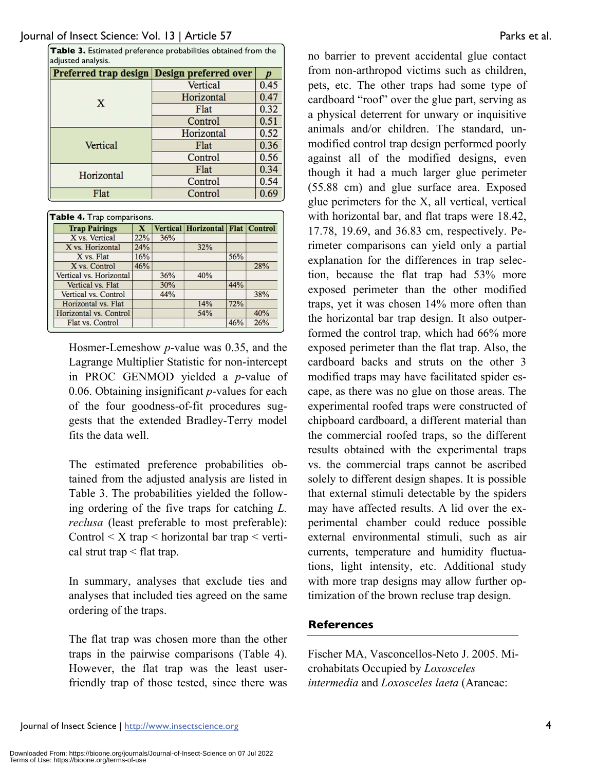**Table 3.** Estimated preference probabilities obtained from the adjusted analysis.

| Preferred trap design | Design preferred over | *p* |
|---|---|---|
| X | Vertical | 0.45 |
| | Horizontal | 0.47 |
| | Flat | 0.32 |
| | Control | 0.51 |
| Vertical | Horizontal | 0.52 |
| | Flat | 0.36 |
| | Control | 0.56 |
| Horizontal | Flat | 0.34 |
| | Control | 0.54 |
| Flat | Control | 0.69 |

**Table 4.** Trap comparisons.

| Trap Pairings | X | Vertical | Horizontal | Flat | Control |
|---|---|---|---|---|---|
| X vs. Vertical | 22% | 36% | | | |
| X vs. Horizontal | 24% | | 32% | | |
| X vs. Flat | 16% | | | 56% | |
| X vs. Control | 46% | | | | 28% |
| Vertical vs. Horizontal | | 36% | 40% | | |
| Vertical vs. Flat | | 30% | | 44% | |
| Vertical vs. Control | | 44% | | | 38% |
| Horizontal vs. Flat | | | 14% | 72% | |
| Horizontal vs. Control | | | 54% | | 40% |
| Flat vs. Control | | | | 46% | 26% |

Hosmer-Lemeshow *p*-value was 0.35, and the Lagrange Multiplier Statistic for non-intercept in PROC GENMOD yielded a *p*-value of 0.06. Obtaining insignificant *p*-values for each of the four goodness-of-fit procedures suggests that the extended Bradley-Terry model fits the data well.

The estimated preference probabilities obtained from the adjusted analysis are listed in Table 3. The probabilities yielded the following ordering of the five traps for catching *L. reclusa* (least preferable to most preferable): Control < X trap < horizontal bar trap < vertical strut trap < flat trap.

In summary, analyses that exclude ties and analyses that included ties agreed on the same ordering of the traps.

The flat trap was chosen more than the other traps in the pairwise comparisons (Table 4). However, the flat trap was the least user-friendly trap of those tested, since there was no barrier to prevent accidental glue contact from non-arthropod victims such as children, pets, etc. The other traps had some type of cardboard "roof" over the glue part, serving as a physical deterrent for unwary or inquisitive animals and/or children. The standard, unmodified control trap design performed poorly against all of the modified designs, even though it had a much larger glue perimeter (55.88 cm) and glue surface area. Exposed glue perimeters for the X, all vertical, vertical with horizontal bar, and flat traps were 18.42, 17.78, 19.69, and 36.83 cm, respectively. Perimeter comparisons can yield only a partial explanation for the differences in trap selection, because the flat trap had 53% more exposed perimeter than the other modified traps, yet it was chosen 14% more often than the horizontal bar trap design. It also outperformed the control trap, which had 66% more exposed perimeter than the flat trap. Also, the cardboard backs and struts on the other 3 modified traps may have facilitated spider escape, as there was no glue on those areas. The experimental roofed traps were constructed of chipboard cardboard, a different material than the commercial roofed traps, so the different results obtained with the experimental traps vs. the commercial traps cannot be ascribed solely to different design shapes. It is possible that external stimuli detectable by the spiders may have affected results. A lid over the experimental chamber could reduce possible external environmental stimuli, such as air currents, temperature and humidity fluctuations, light intensity, etc. Additional study with more trap designs may allow further optimization of the brown recluse trap design.

## References

Fischer MA, Vasconcellos-Neto J. 2005. Microhabitats Occupied by *Loxosceles intermedia* and *Loxosceles laeta* (Araneae: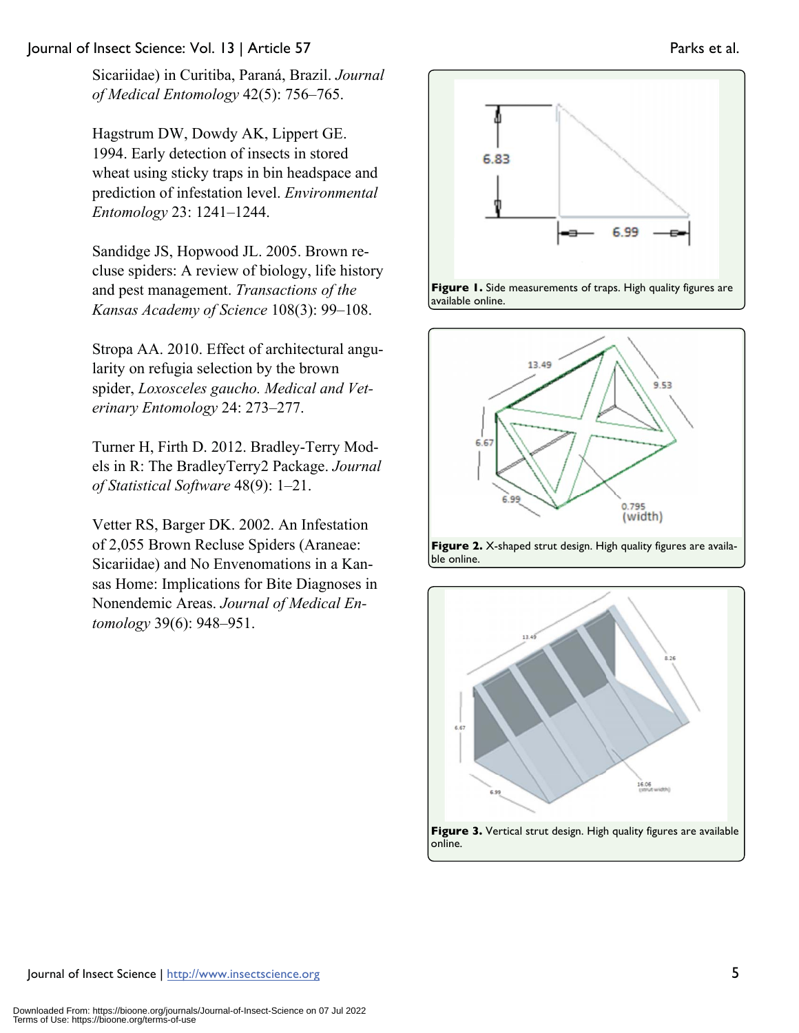Sicariidae) in Curitiba, Paraná, Brazil. *Journal of Medical Entomology* 42(5): 756–765.

Hagstrum DW, Dowdy AK, Lippert GE. 1994. Early detection of insects in stored wheat using sticky traps in bin headspace and prediction of infestation level. *Environmental Entomology* 23: 1241–1244.

Sandidge JS, Hopwood JL. 2005. Brown recluse spiders: A review of biology, life history and pest management. *Transactions of the Kansas Academy of Science* 108(3): 99–108.

Stropa AA. 2010. Effect of architectural angularity on refugia selection by the brown spider, *Loxosceles gaucho*. *Medical and Veterinary Entomology* 24: 273–277.

Turner H, Firth D. 2012. Bradley-Terry Models in R: The BradleyTerry2 Package. *Journal of Statistical Software* 48(9): 1–21.

Vetter RS, Barger DK. 2002. An Infestation of 2,055 Brown Recluse Spiders (Araneae: Sicariidae) and No Envenomations in a Kansas Home: Implications for Bite Diagnoses in Nonendemic Areas. *Journal of Medical Entomology* 39(6): 948–951.

**Figure 1.** Side measurements of traps. High quality figures are available online.

**Figure 2.** X-shaped strut design. High quality figures are available online.

**Figure 3.** Vertical strut design. High quality figures are available online.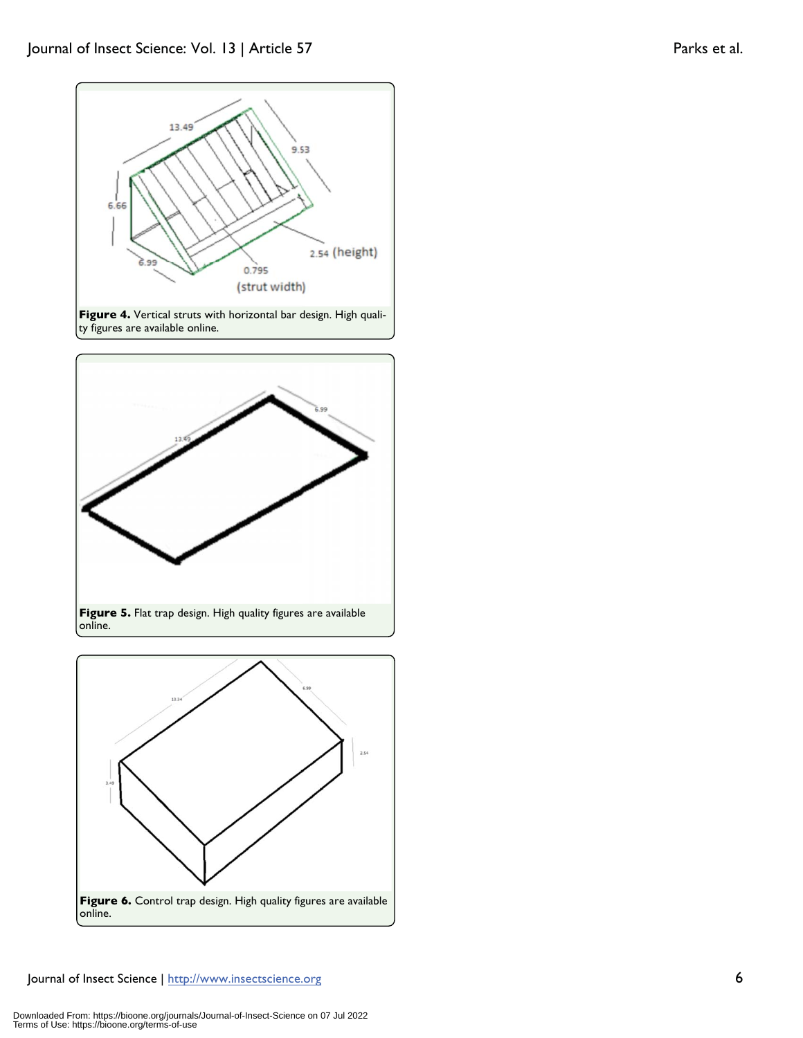13.49

9.53

6.66

6.99

0.795

(strut width)

2.54 (height)

**Figure 4.** Vertical struts with horizontal bar design. High quality figures are available online.

13.49

6.99

**Figure 5.** Flat trap design. High quality figures are available online.

13.34

6.99

2.54

3.49

**Figure 6.** Control trap design. High quality figures are available online.